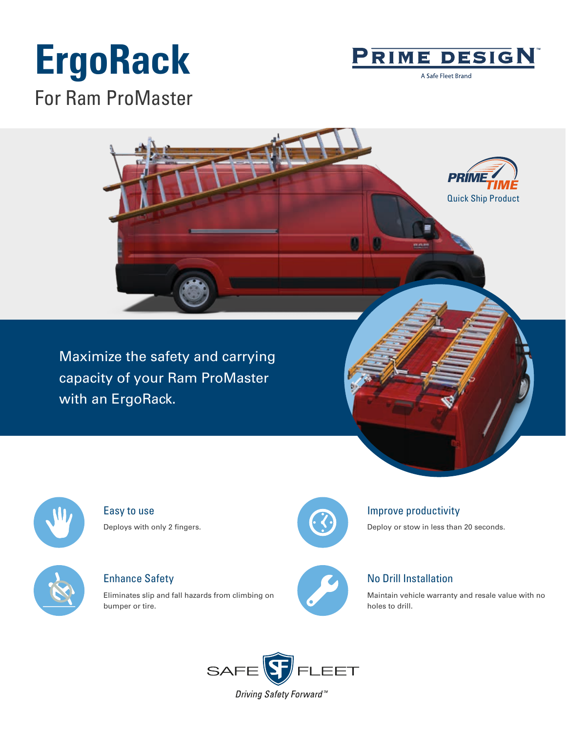# ErgoRack

## For Ram ProMaster

PRIME DESIGN™

A Safe Fleet Brand

PRIME TIME

Quick Ship Product

Maximize the safety and carrying capacity of your Ram ProMaster with an ErgoRack.

### Easy to use

Deploys with only 2 fingers.

### Improve productivity

Deploy or stow in less than 20 seconds.

### Enhance Safety

Eliminates slip and fall hazards from climbing on bumper or tire.

### No Drill Installation

Maintain vehicle warranty and resale value with no holes to drill.

SAFE FLEET

*Driving Safety Forward™*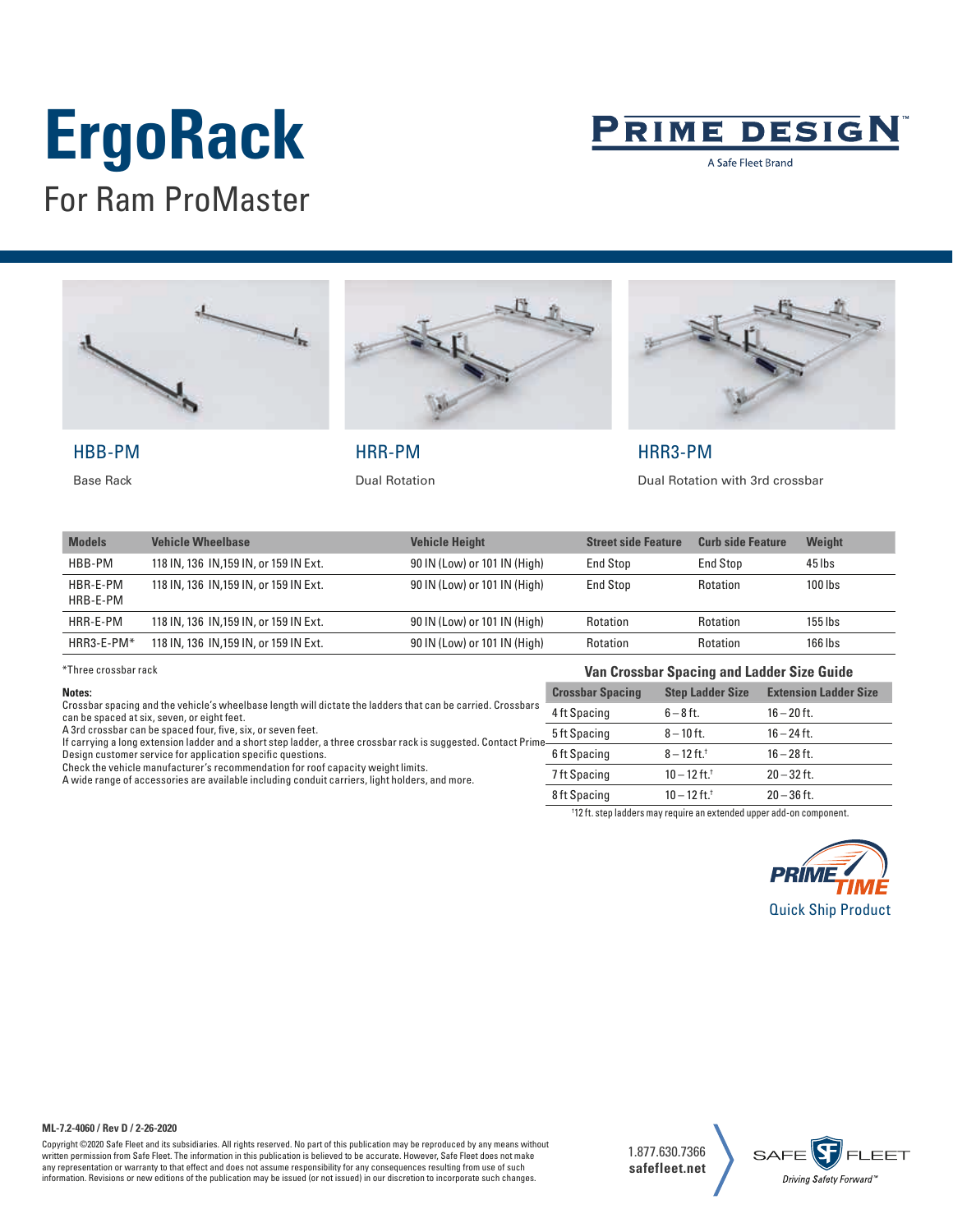# ErgoRack

## For Ram ProMaster

PRIME DESIGN™

A Safe Fleet Brand

### HBB-PM

Base Rack

### HRR-PM

Dual Rotation

### HRR3-PM

Dual Rotation with 3rd crossbar

| Models | Vehicle Wheelbase | Vehicle Height | Street side Feature | Curb side Feature | Weight |
|---|---|---|---|---|---|
| HBB-PM | 118 IN, 136 IN,159 IN, or 159 IN Ext. | 90 IN (Low) or 101 IN (High) | End Stop | End Stop | 45 lbs |
| HBR-E-PM<br>HRB-E-PM | 118 IN, 136 IN,159 IN, or 159 IN Ext. | 90 IN (Low) or 101 IN (High) | End Stop | Rotation | 100 lbs |
| HRR-E-PM | 118 IN, 136 IN,159 IN, or 159 IN Ext. | 90 IN (Low) or 101 IN (High) | Rotation | Rotation | 155 lbs |
| HRR3-E-PM* | 118 IN, 136 IN,159 IN, or 159 IN Ext. | 90 IN (Low) or 101 IN (High) | Rotation | Rotation | 166 lbs |

*Three crossbar rack

**Notes:**

Crossbar spacing and the vehicle's wheelbase length will dictate the ladders that can be carried. Crossbars can be spaced at six, seven, or eight feet.

A 3rd crossbar can be spaced four, five, six, or seven feet.

If carrying a long extension ladder and a short step ladder, a three crossbar rack is suggested. Contact Prime Design customer service for application specific questions.

Check the vehicle manufacturer's recommendation for roof capacity weight limits.

A wide range of accessories are available including conduit carriers, light holders, and more.

**Van Crossbar Spacing and Ladder Size Guide**

| Crossbar Spacing | Step Ladder Size | Extension Ladder Size |
|---|---|---|
| 4 ft Spacing | 6 – 8 ft. | 16 – 20 ft. |
| 5 ft Spacing | 8 – 10 ft. | 16 – 24 ft. |
| 6 ft Spacing | 8 – 12 ft.† | 16 – 28 ft. |
| 7 ft Spacing | 10 – 12 ft.† | 20 – 32 ft. |
| 8 ft Spacing | 10 – 12 ft.† | 20 – 36 ft. |

†12 ft. step ladders may require an extended upper add-on component.

PRIME TIME
Quick Ship Product

**ML-7.2-4060 / Rev D / 2-26-2020**

Copyright ©2020 Safe Fleet and its subsidiaries. All rights reserved. No part of this publication may be reproduced by any means without written permission from Safe Fleet. The information in this publication is believed to be accurate. However, Safe Fleet does not make any representation or warranty to that effect and does not assume responsibility for any consequences resulting from use of such information. Revisions or new editions of the publication may be issued (or not issued) in our discretion to incorporate such changes.

1.877.630.7366
**safefleet.net**

SAFE FLEET
*Driving Safety Forward™*